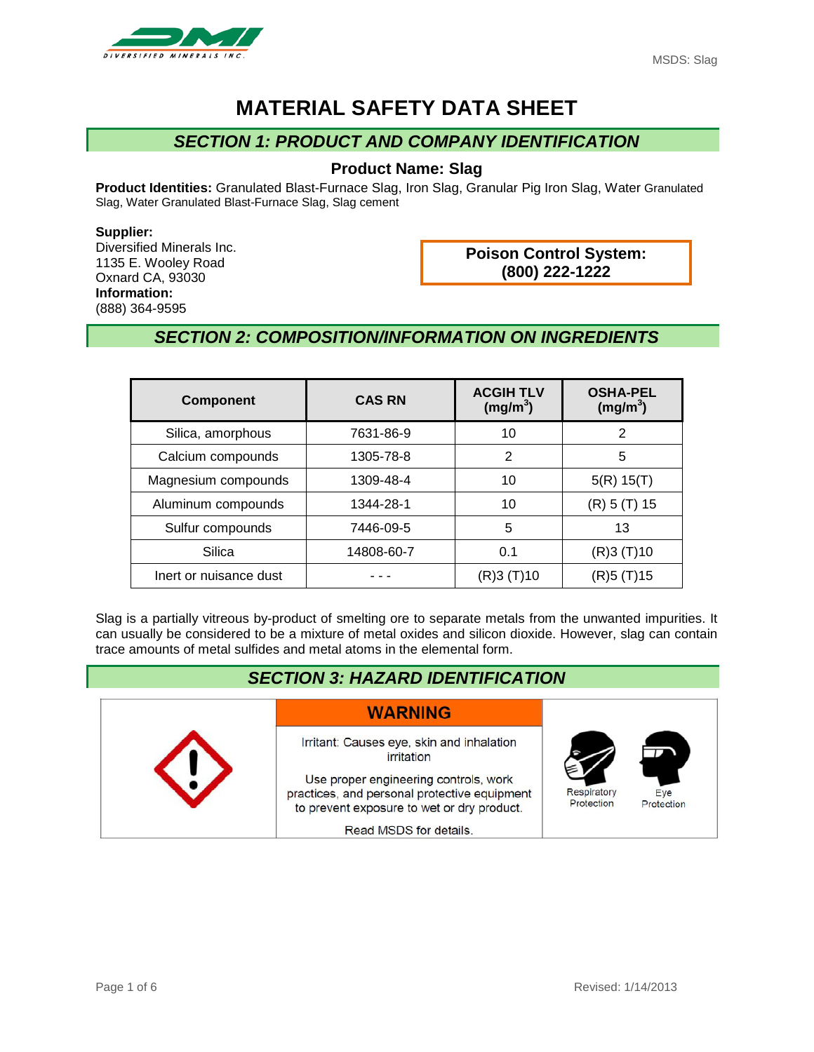# MATERIAL SAFETY DATA SHEET

## SECTION 1: PRODUCT AND COMPANY IDENTIFICATION

### Product Name: Slag

**Product Identities:** Granulated Blast-Furnace Slag, Iron Slag, Granular Pig Iron Slag, Water Granulated Slag, Water Granulated Blast-Furnace Slag, Slag cement

**Supplier:**
Diversified Minerals Inc.
1135 E. Wooley Road
Oxnard CA, 93030
**Information:**
(888) 364-9595

**Poison Control System:**
**(800) 222-1222**

## SECTION 2: COMPOSITION/INFORMATION ON INGREDIENTS

| Component | CAS RN | ACGIH TLV ($mg/m^3$) | OSHA-PEL ($mg/m^3$) |
|---|---|---|---|
| Silica, amorphous | 7631-86-9 | 10 | 2 |
| Calcium compounds | 1305-78-8 | 2 | 5 |
| Magnesium compounds | 1309-48-4 | 10 | 5(R) 15(T) |
| Aluminum compounds | 1344-28-1 | 10 | (R) 5 (T) 15 |
| Sulfur compounds | 7446-09-5 | 5 | 13 |
| Silica | 14808-60-7 | 0.1 | (R)3 (T)10 |
| Inert or nuisance dust | - - - | (R)3 (T)10 | (R)5 (T)15 |

Slag is a partially vitreous by-product of smelting ore to separate metals from the unwanted impurities. It can usually be considered to be a mixture of metal oxides and silicon dioxide. However, slag can contain trace amounts of metal sulfides and metal atoms in the elemental form.

## SECTION 3: HAZARD IDENTIFICATION

**WARNING**

Irritant: Causes eye, skin and inhalation irritation

Use proper engineering controls, work practices, and personal protective equipment to prevent exposure to wet or dry product.

Read MSDS for details.

Respiratory Protection | Eye Protection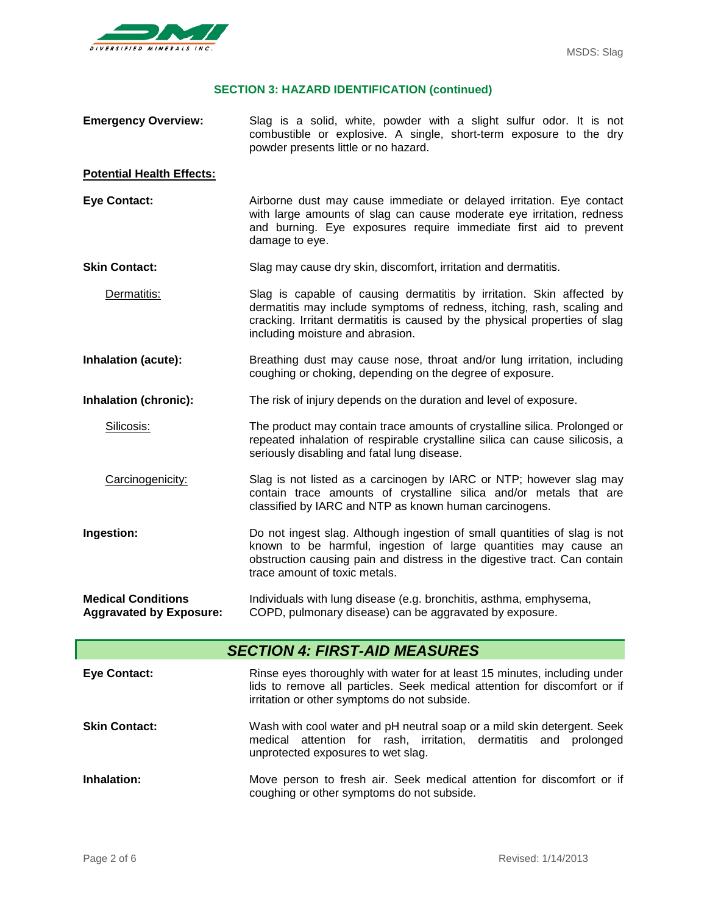## SECTION 3: HAZARD IDENTIFICATION (continued)

**Emergency Overview:** Slag is a solid, white, powder with a slight sulfur odor. It is not combustible or explosive. A single, short-term exposure to the dry powder presents little or no hazard.

**Potential Health Effects:**

**Eye Contact:** Airborne dust may cause immediate or delayed irritation. Eye contact with large amounts of slag can cause moderate eye irritation, redness and burning. Eye exposures require immediate first aid to prevent damage to eye.

**Skin Contact:** Slag may cause dry skin, discomfort, irritation and dermatitis.

Dermatitis: Slag is capable of causing dermatitis by irritation. Skin affected by dermatitis may include symptoms of redness, itching, rash, scaling and cracking. Irritant dermatitis is caused by the physical properties of slag including moisture and abrasion.

**Inhalation (acute):** Breathing dust may cause nose, throat and/or lung irritation, including coughing or choking, depending on the degree of exposure.

**Inhalation (chronic):** The risk of injury depends on the duration and level of exposure.

Silicosis: The product may contain trace amounts of crystalline silica. Prolonged or repeated inhalation of respirable crystalline silica can cause silicosis, a seriously disabling and fatal lung disease.

Carcinogenicity: Slag is not listed as a carcinogen by IARC or NTP; however slag may contain trace amounts of crystalline silica and/or metals that are classified by IARC and NTP as known human carcinogens.

**Ingestion:** Do not ingest slag. Although ingestion of small quantities of slag is not known to be harmful, ingestion of large quantities may cause an obstruction causing pain and distress in the digestive tract. Can contain trace amount of toxic metals.

**Medical Conditions Aggravated by Exposure:** Individuals with lung disease (e.g. bronchitis, asthma, emphysema, COPD, pulmonary disease) can be aggravated by exposure.

## *SECTION 4: FIRST-AID MEASURES*

**Eye Contact:** Rinse eyes thoroughly with water for at least 15 minutes, including under lids to remove all particles. Seek medical attention for discomfort or if irritation or other symptoms do not subside.

**Skin Contact:** Wash with cool water and pH neutral soap or a mild skin detergent. Seek medical attention for rash, irritation, dermatitis and prolonged unprotected exposures to wet slag.

**Inhalation:** Move person to fresh air. Seek medical attention for discomfort or if coughing or other symptoms do not subside.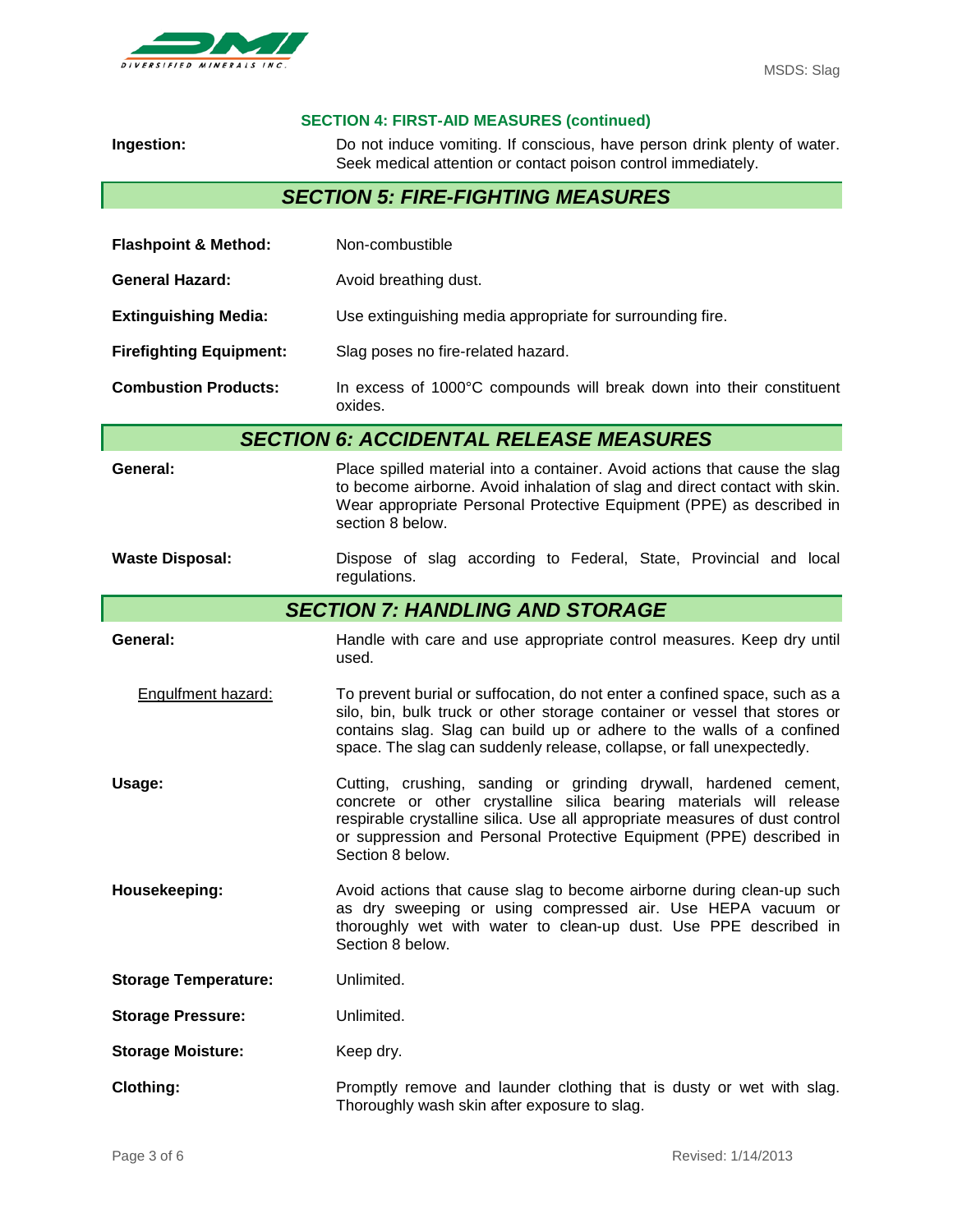### SECTION 4: FIRST-AID MEASURES (continued)

**Ingestion:** Do not induce vomiting. If conscious, have person drink plenty of water. Seek medical attention or contact poison control immediately.

## *SECTION 5: FIRE-FIGHTING MEASURES*

**Flashpoint & Method:** Non-combustible

**General Hazard:** Avoid breathing dust.

**Extinguishing Media:** Use extinguishing media appropriate for surrounding fire.

**Firefighting Equipment:** Slag poses no fire-related hazard.

**Combustion Products:** In excess of 1000°C compounds will break down into their constituent oxides.

## *SECTION 6: ACCIDENTAL RELEASE MEASURES*

**General:** Place spilled material into a container. Avoid actions that cause the slag to become airborne. Avoid inhalation of slag and direct contact with skin. Wear appropriate Personal Protective Equipment (PPE) as described in section 8 below.

**Waste Disposal:** Dispose of slag according to Federal, State, Provincial and local regulations.

## *SECTION 7: HANDLING AND STORAGE*

**General:** Handle with care and use appropriate control measures. Keep dry until used.

<u>Engulfment hazard:</u> To prevent burial or suffocation, do not enter a confined space, such as a silo, bin, bulk truck or other storage container or vessel that stores or contains slag. Slag can build up or adhere to the walls of a confined space. The slag can suddenly release, collapse, or fall unexpectedly.

**Usage:** Cutting, crushing, sanding or grinding drywall, hardened cement, concrete or other crystalline silica bearing materials will release respirable crystalline silica. Use all appropriate measures of dust control or suppression and Personal Protective Equipment (PPE) described in Section 8 below.

**Housekeeping:** Avoid actions that cause slag to become airborne during clean-up such as dry sweeping or using compressed air. Use HEPA vacuum or thoroughly wet with water to clean-up dust. Use PPE described in Section 8 below.

**Storage Temperature:** Unlimited.

**Storage Pressure:** Unlimited.

**Storage Moisture:** Keep dry.

**Clothing:** Promptly remove and launder clothing that is dusty or wet with slag. Thoroughly wash skin after exposure to slag.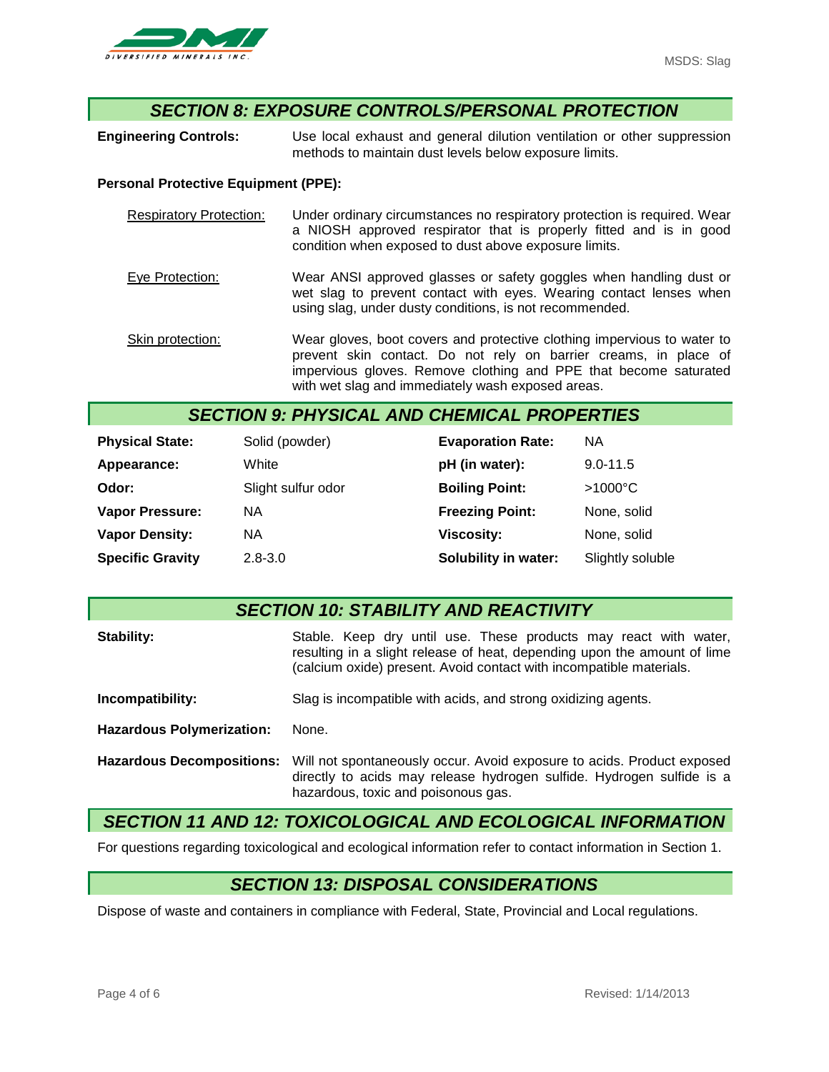## SECTION 8: EXPOSURE CONTROLS/PERSONAL PROTECTION

**Engineering Controls:** Use local exhaust and general dilution ventilation or other suppression methods to maintain dust levels below exposure limits.

**Personal Protective Equipment (PPE):**

Respiratory Protection: Under ordinary circumstances no respiratory protection is required. Wear a NIOSH approved respirator that is properly fitted and is in good condition when exposed to dust above exposure limits.

Eye Protection: Wear ANSI approved glasses or safety goggles when handling dust or wet slag to prevent contact with eyes. Wearing contact lenses when using slag, under dusty conditions, is not recommended.

Skin protection: Wear gloves, boot covers and protective clothing impervious to water to prevent skin contact. Do not rely on barrier creams, in place of impervious gloves. Remove clothing and PPE that become saturated with wet slag and immediately wash exposed areas.

## SECTION 9: PHYSICAL AND CHEMICAL PROPERTIES

| | | | |
|---|---|---|---|
| **Physical State:** | Solid (powder) | **Evaporation Rate:** | NA |
| **Appearance:** | White | **pH (in water):** | 9.0-11.5 |
| **Odor:** | Slight sulfur odor | **Boiling Point:** | >1000°C |
| **Vapor Pressure:** | NA | **Freezing Point:** | None, solid |
| **Vapor Density:** | NA | **Viscosity:** | None, solid |
| **Specific Gravity** | 2.8-3.0 | **Solubility in water:** | Slightly soluble |

## SECTION 10: STABILITY AND REACTIVITY

**Stability:** Stable. Keep dry until use. These products may react with water, resulting in a slight release of heat, depending upon the amount of lime (calcium oxide) present. Avoid contact with incompatible materials.

**Incompatibility:** Slag is incompatible with acids, and strong oxidizing agents.

**Hazardous Polymerization:** None.

**Hazardous Decompositions:** Will not spontaneously occur. Avoid exposure to acids. Product exposed directly to acids may release hydrogen sulfide. Hydrogen sulfide is a hazardous, toxic and poisonous gas.

## SECTION 11 AND 12: TOXICOLOGICAL AND ECOLOGICAL INFORMATION

For questions regarding toxicological and ecological information refer to contact information in Section 1.

## SECTION 13: DISPOSAL CONSIDERATIONS

Dispose of waste and containers in compliance with Federal, State, Provincial and Local regulations.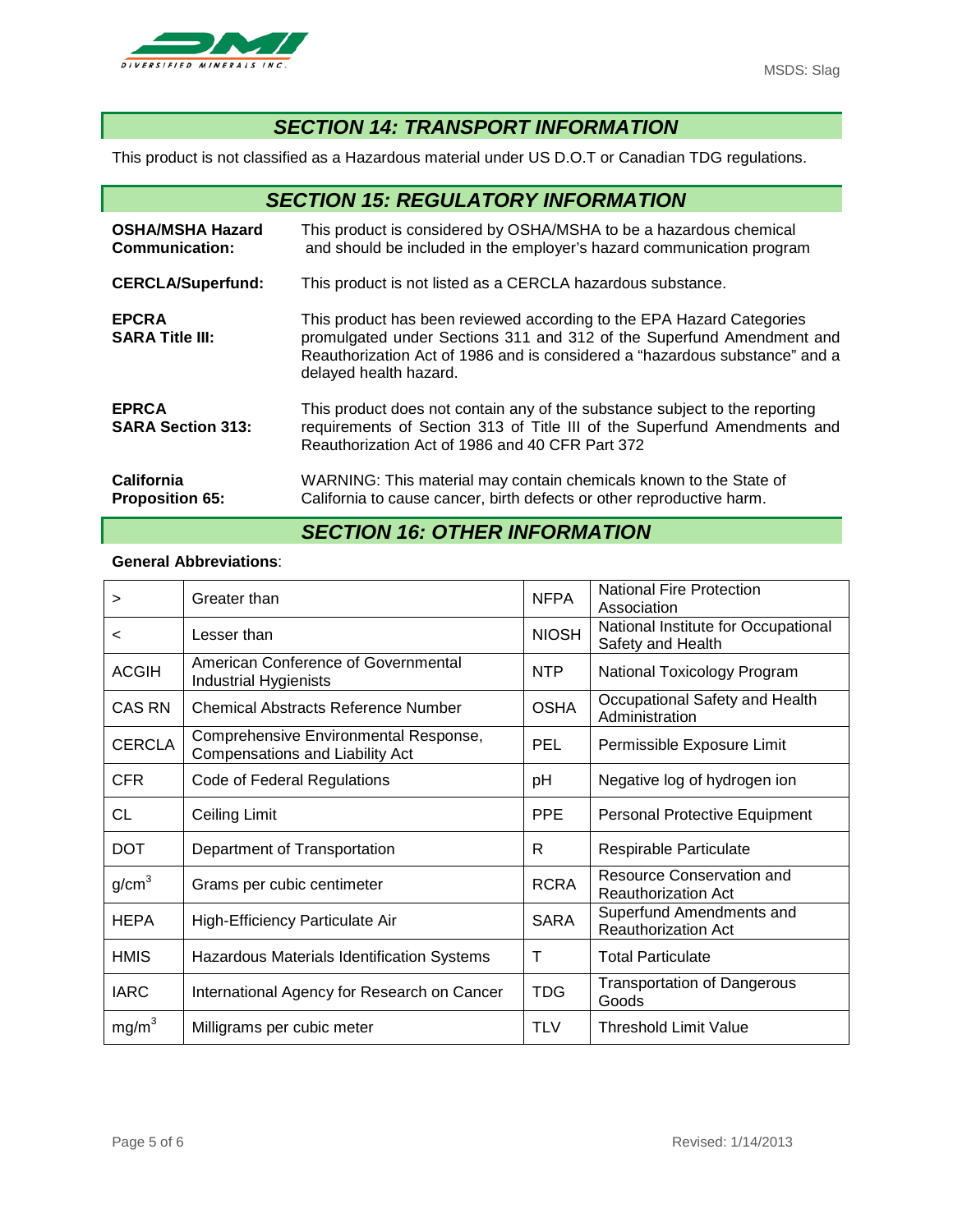## SECTION 14: TRANSPORT INFORMATION

This product is not classified as a Hazardous material under US D.O.T or Canadian TDG regulations.

## SECTION 15: REGULATORY INFORMATION

**OSHA/MSHA Hazard Communication:** This product is considered by OSHA/MSHA to be a hazardous chemical and should be included in the employer's hazard communication program

**CERCLA/Superfund:** This product is not listed as a CERCLA hazardous substance.

**EPCRA SARA Title III:** This product has been reviewed according to the EPA Hazard Categories promulgated under Sections 311 and 312 of the Superfund Amendment and Reauthorization Act of 1986 and is considered a "hazardous substance" and a delayed health hazard.

**EPRCA SARA Section 313:** This product does not contain any of the substance subject to the reporting requirements of Section 313 of Title III of the Superfund Amendments and Reauthorization Act of 1986 and 40 CFR Part 372

**California Proposition 65:** WARNING: This material may contain chemicals known to the State of California to cause cancer, birth defects or other reproductive harm.

## SECTION 16: OTHER INFORMATION

**General Abbreviations**:

| | | | |
|---|---|---|---|
| > | Greater than | NFPA | National Fire Protection Association |
| < | Lesser than | NIOSH | National Institute for Occupational Safety and Health |
| ACGIH | American Conference of Governmental Industrial Hygienists | NTP | National Toxicology Program |
| CAS RN | Chemical Abstracts Reference Number | OSHA | Occupational Safety and Health Administration |
| CERCLA | Comprehensive Environmental Response, Compensations and Liability Act | PEL | Permissible Exposure Limit |
| CFR | Code of Federal Regulations | pH | Negative log of hydrogen ion |
| CL | Ceiling Limit | PPE | Personal Protective Equipment |
| DOT | Department of Transportation | R | Respirable Particulate |
| $g/cm^3$ | Grams per cubic centimeter | RCRA | Resource Conservation and Reauthorization Act |
| HEPA | High-Efficiency Particulate Air | SARA | Superfund Amendments and Reauthorization Act |
| HMIS | Hazardous Materials Identification Systems | T | Total Particulate |
| IARC | International Agency for Research on Cancer | TDG | Transportation of Dangerous Goods |
| $mg/m^3$ | Milligrams per cubic meter | TLV | Threshold Limit Value |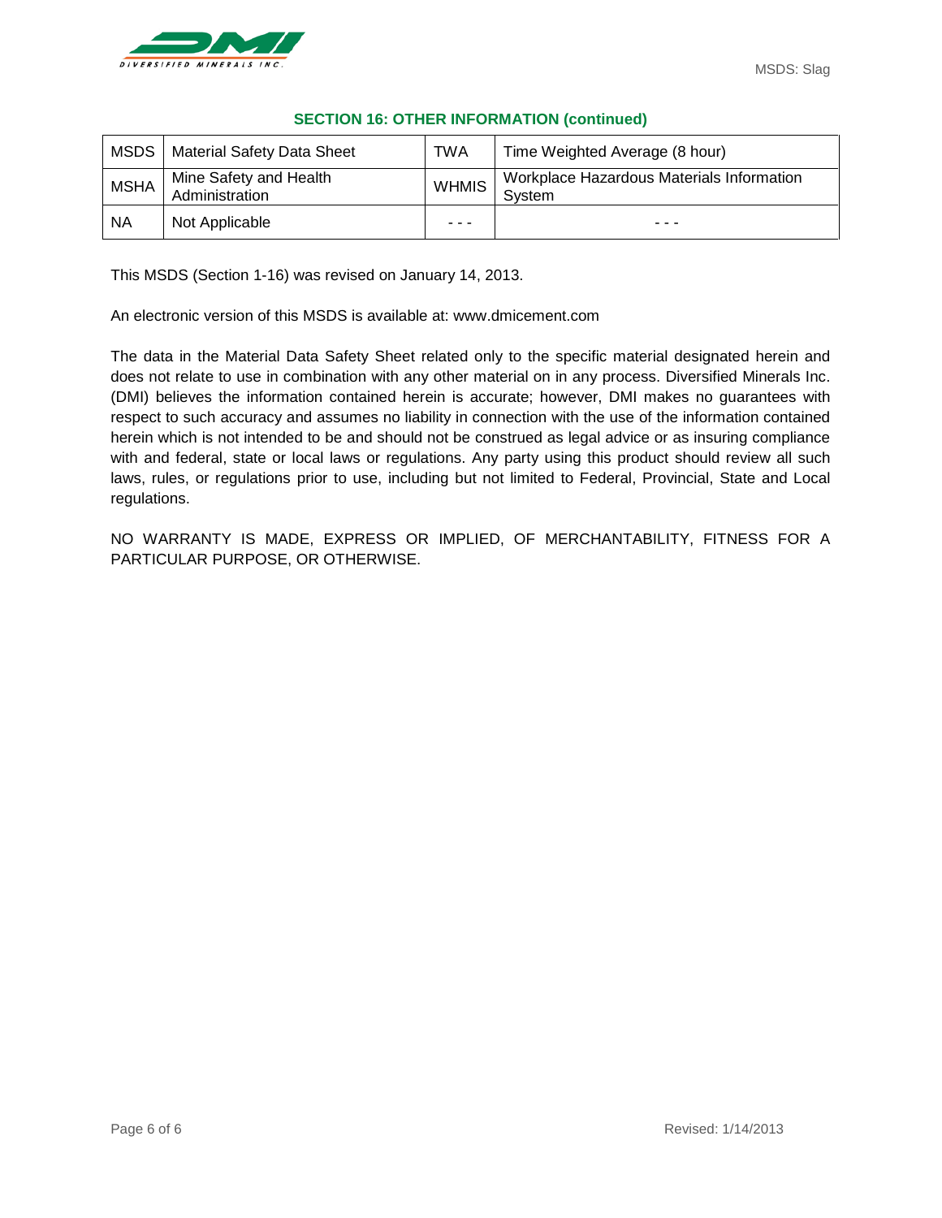### SECTION 16: OTHER INFORMATION (continued)

| | | | |
|---|---|---|---|
| MSDS | Material Safety Data Sheet | TWA | Time Weighted Average (8 hour) |
| MSHA | Mine Safety and Health Administration | WHMIS | Workplace Hazardous Materials Information System |
| NA | Not Applicable | - - - | - - - |

This MSDS (Section 1-16) was revised on January 14, 2013.

An electronic version of this MSDS is available at: www.dmicement.com

The data in the Material Data Safety Sheet related only to the specific material designated herein and does not relate to use in combination with any other material on in any process. Diversified Minerals Inc. (DMI) believes the information contained herein is accurate; however, DMI makes no guarantees with respect to such accuracy and assumes no liability in connection with the use of the information contained herein which is not intended to be and should not be construed as legal advice or as insuring compliance with and federal, state or local laws or regulations. Any party using this product should review all such laws, rules, or regulations prior to use, including but not limited to Federal, Provincial, State and Local regulations.

NO WARRANTY IS MADE, EXPRESS OR IMPLIED, OF MERCHANTABILITY, FITNESS FOR A PARTICULAR PURPOSE, OR OTHERWISE.